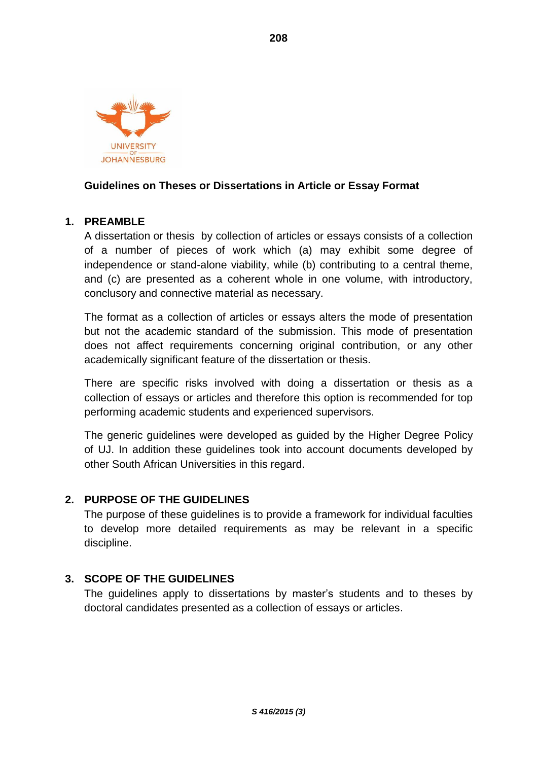# Guidelines on Theses or Dissertations in Article or Essay Format

## 1. PREAMBLE

A dissertation or thesis by collection of articles or essays consists of a collection of a number of pieces of work which (a) may exhibit some degree of independence or stand-alone viability, while (b) contributing to a central theme, and (c) are presented as a coherent whole in one volume, with introductory, conclusory and connective material as necessary.

The format as a collection of articles or essays alters the mode of presentation but not the academic standard of the submission. This mode of presentation does not affect requirements concerning original contribution, or any other academically significant feature of the dissertation or thesis.

There are specific risks involved with doing a dissertation or thesis as a collection of essays or articles and therefore this option is recommended for top performing academic students and experienced supervisors.

The generic guidelines were developed as guided by the Higher Degree Policy of UJ. In addition these guidelines took into account documents developed by other South African Universities in this regard.

## 2. PURPOSE OF THE GUIDELINES

The purpose of these guidelines is to provide a framework for individual faculties to develop more detailed requirements as may be relevant in a specific discipline.

## 3. SCOPE OF THE GUIDELINES

The guidelines apply to dissertations by master's students and to theses by doctoral candidates presented as a collection of essays or articles.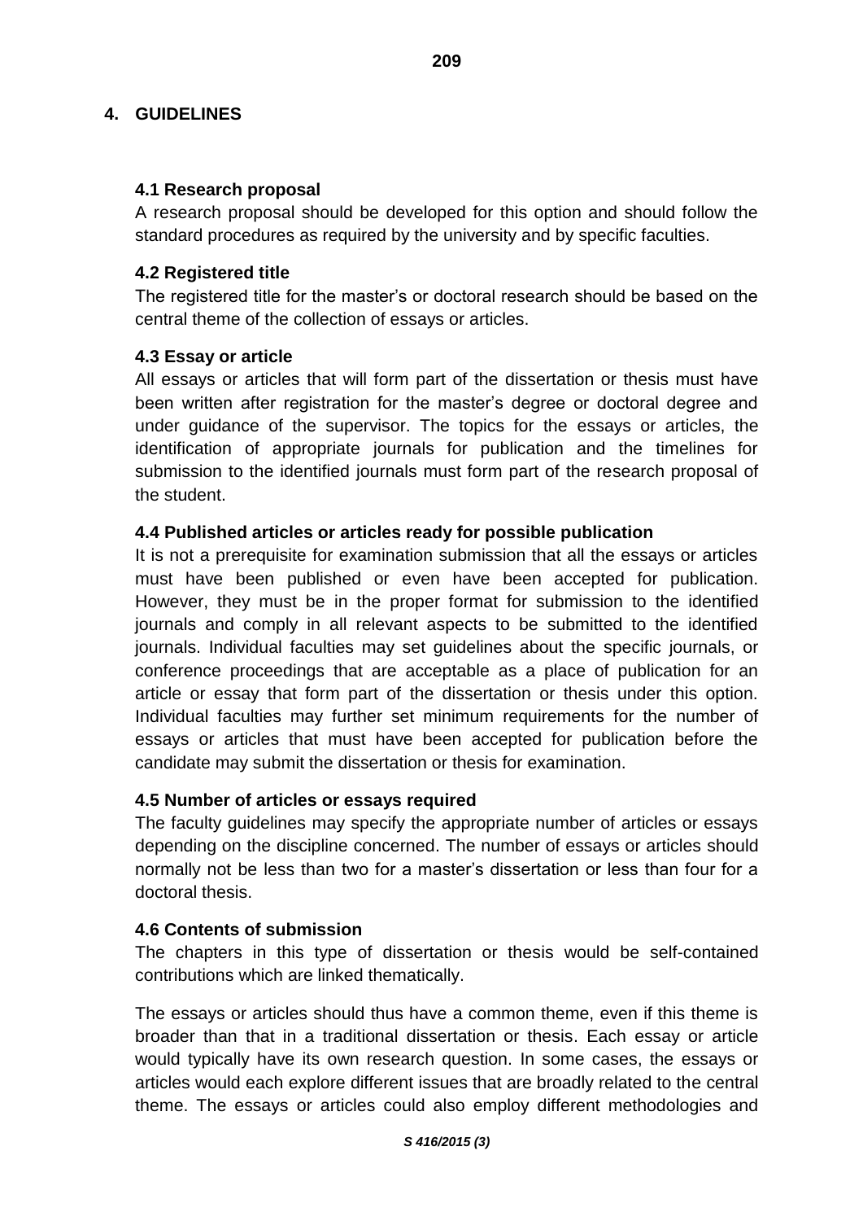## 4. GUIDELINES

### 4.1 Research proposal

A research proposal should be developed for this option and should follow the standard procedures as required by the university and by specific faculties.

### 4.2 Registered title

The registered title for the master's or doctoral research should be based on the central theme of the collection of essays or articles.

### 4.3 Essay or article

All essays or articles that will form part of the dissertation or thesis must have been written after registration for the master's degree or doctoral degree and under guidance of the supervisor. The topics for the essays or articles, the identification of appropriate journals for publication and the timelines for submission to the identified journals must form part of the research proposal of the student.

### 4.4 Published articles or articles ready for possible publication

It is not a prerequisite for examination submission that all the essays or articles must have been published or even have been accepted for publication. However, they must be in the proper format for submission to the identified journals and comply in all relevant aspects to be submitted to the identified journals. Individual faculties may set guidelines about the specific journals, or conference proceedings that are acceptable as a place of publication for an article or essay that form part of the dissertation or thesis under this option. Individual faculties may further set minimum requirements for the number of essays or articles that must have been accepted for publication before the candidate may submit the dissertation or thesis for examination.

### 4.5 Number of articles or essays required

The faculty guidelines may specify the appropriate number of articles or essays depending on the discipline concerned. The number of essays or articles should normally not be less than two for a master's dissertation or less than four for a doctoral thesis.

### 4.6 Contents of submission

The chapters in this type of dissertation or thesis would be self-contained contributions which are linked thematically.

The essays or articles should thus have a common theme, even if this theme is broader than that in a traditional dissertation or thesis. Each essay or article would typically have its own research question. In some cases, the essays or articles would each explore different issues that are broadly related to the central theme. The essays or articles could also employ different methodologies and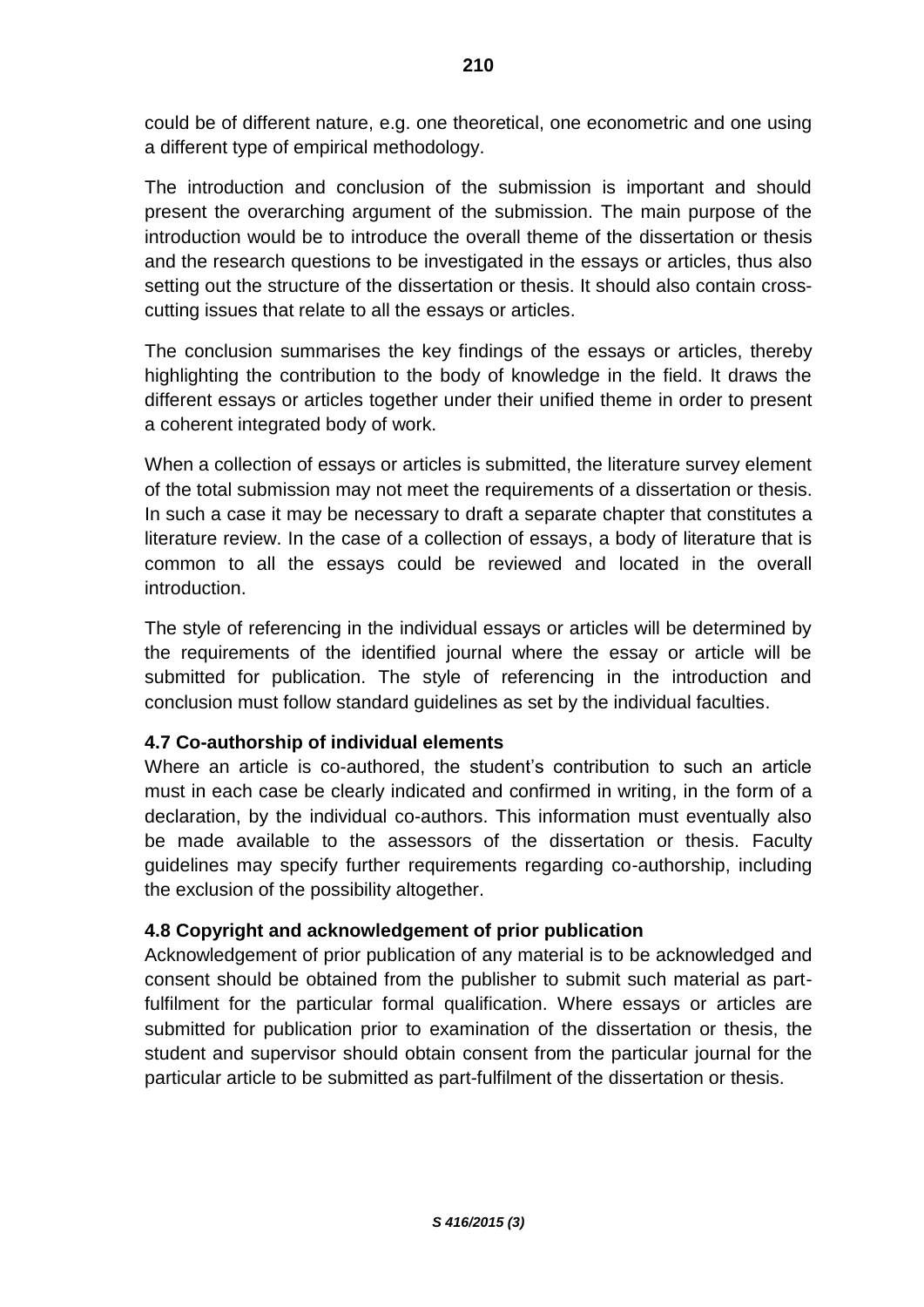could be of different nature, e.g. one theoretical, one econometric and one using a different type of empirical methodology.

The introduction and conclusion of the submission is important and should present the overarching argument of the submission. The main purpose of the introduction would be to introduce the overall theme of the dissertation or thesis and the research questions to be investigated in the essays or articles, thus also setting out the structure of the dissertation or thesis. It should also contain cross-cutting issues that relate to all the essays or articles.

The conclusion summarises the key findings of the essays or articles, thereby highlighting the contribution to the body of knowledge in the field. It draws the different essays or articles together under their unified theme in order to present a coherent integrated body of work.

When a collection of essays or articles is submitted, the literature survey element of the total submission may not meet the requirements of a dissertation or thesis. In such a case it may be necessary to draft a separate chapter that constitutes a literature review. In the case of a collection of essays, a body of literature that is common to all the essays could be reviewed and located in the overall introduction.

The style of referencing in the individual essays or articles will be determined by the requirements of the identified journal where the essay or article will be submitted for publication. The style of referencing in the introduction and conclusion must follow standard guidelines as set by the individual faculties.

### 4.7 Co-authorship of individual elements

Where an article is co-authored, the student's contribution to such an article must in each case be clearly indicated and confirmed in writing, in the form of a declaration, by the individual co-authors. This information must eventually also be made available to the assessors of the dissertation or thesis. Faculty guidelines may specify further requirements regarding co-authorship, including the exclusion of the possibility altogether.

### 4.8 Copyright and acknowledgement of prior publication

Acknowledgement of prior publication of any material is to be acknowledged and consent should be obtained from the publisher to submit such material as part-fulfilment for the particular formal qualification. Where essays or articles are submitted for publication prior to examination of the dissertation or thesis, the student and supervisor should obtain consent from the particular journal for the particular article to be submitted as part-fulfilment of the dissertation or thesis.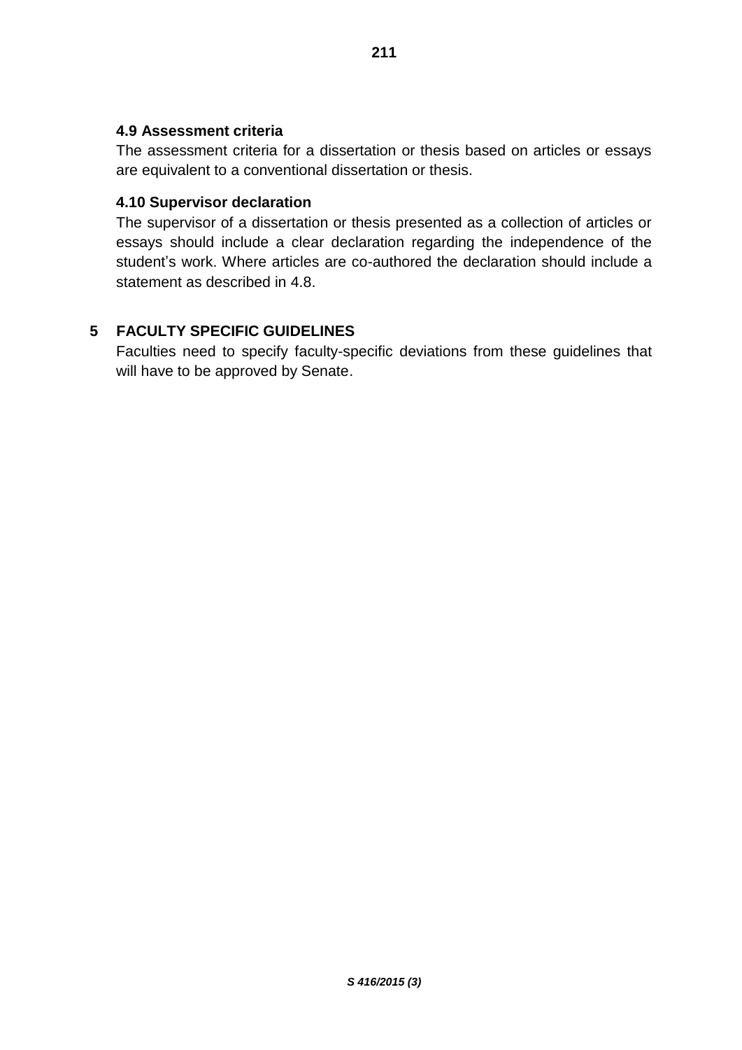### 4.9 Assessment criteria

The assessment criteria for a dissertation or thesis based on articles or essays are equivalent to a conventional dissertation or thesis.

### 4.10 Supervisor declaration

The supervisor of a dissertation or thesis presented as a collection of articles or essays should include a clear declaration regarding the independence of the student's work. Where articles are co-authored the declaration should include a statement as described in 4.8.

## 5 FACULTY SPECIFIC GUIDELINES

Faculties need to specify faculty-specific deviations from these guidelines that will have to be approved by Senate.